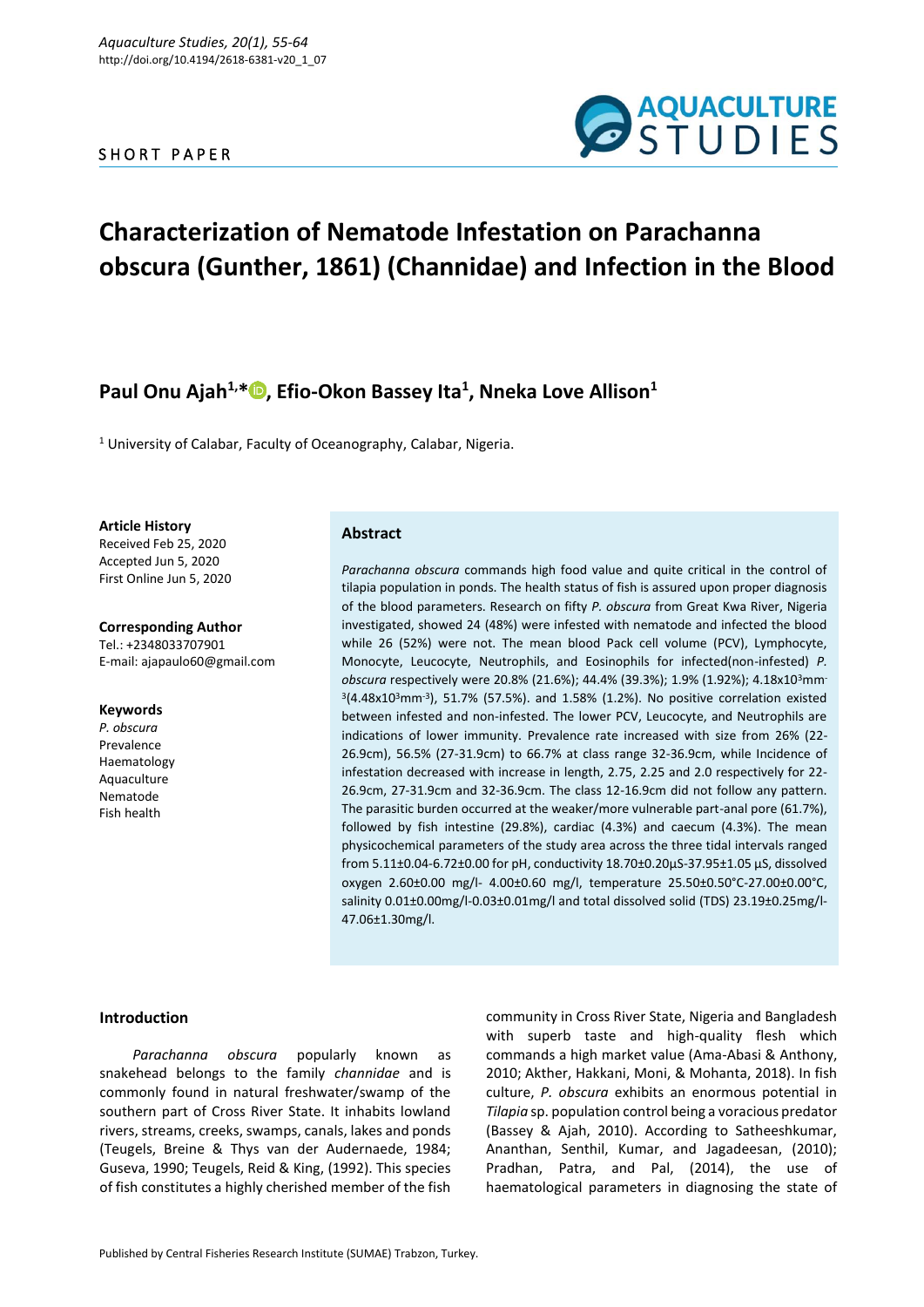SHORT PAPER

# Characterization of Nematode Infestation on Parachanna obscura (Gunther, 1861) (Channidae) and Infection in the Blood

## Paul Onu Ajah[1,*], Efio-Okon Bassey Ita[1], Nneka Love Allison[1]

[1] University of Calabar, Faculty of Oceanography, Calabar, Nigeria.

**Article History**
Received Feb 25, 2020
Accepted Jun 5, 2020
First Online Jun 5, 2020

**Corresponding Author**
Tel.: +2348033707901
E-mail: ajapaulo60@gmail.com

**Keywords**
*P. obscura*
Prevalence
Haematology
Aquaculture
Nematode
Fish health

### Abstract

*Parachanna obscura* commands high food value and quite critical in the control of tilapia population in ponds. The health status of fish is assured upon proper diagnosis of the blood parameters. Research on fifty *P. obscura* from Great Kwa River, Nigeria investigated, showed 24 (48%) were infested with nematode and infected the blood while 26 (52%) were not. The mean blood Pack cell volume (PCV), Lymphocyte, Monocyte, Leucocyte, Neutrophils, and Eosinophils for infected(non-infested) *P. obscura* respectively were 20.8% (21.6%); 44.4% (39.3%); 1.9% (1.92%); 4.18x10$^3$mm$^{-3}$(4.48x10$^3$mm$^{-3}$), 51.7% (57.5%). and 1.58% (1.2%). No positive correlation existed between infested and non-infested. The lower PCV, Leucocyte, and Neutrophils are indications of lower immunity. Prevalence rate increased with size from 26% (22-26.9cm), 56.5% (27-31.9cm) to 66.7% at class range 32-36.9cm, while Incidence of infestation decreased with increase in length, 2.75, 2.25 and 2.0 respectively for 22-26.9cm, 27-31.9cm and 32-36.9cm. The class 12-16.9cm did not follow any pattern. The parasitic burden occurred at the weaker/more vulnerable part-anal pore (61.7%), followed by fish intestine (29.8%), cardiac (4.3%) and caecum (4.3%). The mean physicochemical parameters of the study area across the three tidal intervals ranged from 5.11±0.04-6.72±0.00 for pH, conductivity 18.70±0.20µS-37.95±1.05 µS, dissolved oxygen 2.60±0.00 mg/l- 4.00±0.60 mg/l, temperature 25.50±0.50°C-27.00±0.00°C, salinity 0.01±0.00mg/l-0.03±0.01mg/l and total dissolved solid (TDS) 23.19±0.25mg/l-47.06±1.30mg/l.

## Introduction

*Parachanna obscura* popularly known as snakehead belongs to the family *channidae* and is commonly found in natural freshwater/swamp of the southern part of Cross River State. It inhabits lowland rivers, streams, creeks, swamps, canals, lakes and ponds (Teugels, Breine & Thys van der Audernaede, 1984; Guseva, 1990; Teugels, Reid & King, (1992). This species of fish constitutes a highly cherished member of the fish community in Cross River State, Nigeria and Bangladesh with superb taste and high-quality flesh which commands a high market value (Ama-Abasi & Anthony, 2010; Akther, Hakkani, Moni, & Mohanta, 2018). In fish culture, *P. obscura* exhibits an enormous potential in *Tilapia* sp. population control being a voracious predator (Bassey & Ajah, 2010). According to Satheeshkumar, Ananthan, Senthil, Kumar, and Jagadeesan, (2010); Pradhan, Patra, and Pal, (2014), the use of haematological parameters in diagnosing the state of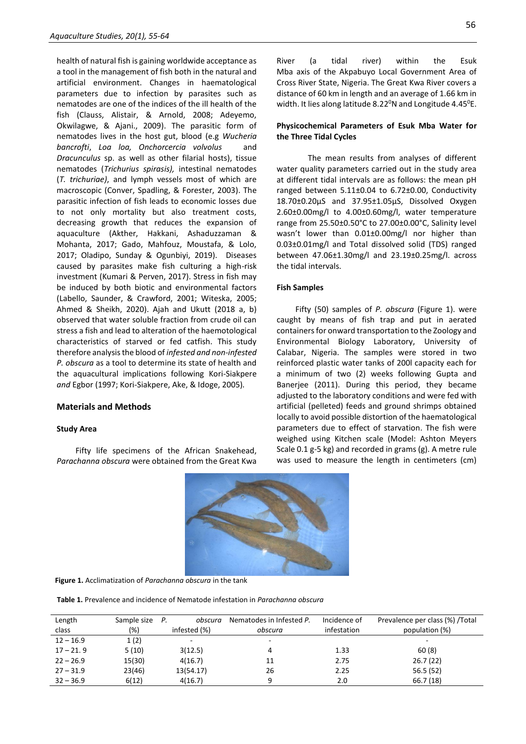health of natural fish is gaining worldwide acceptance as a tool in the management of fish both in the natural and artificial environment. Changes in haematological parameters due to infection by parasites such as nematodes are one of the indices of the ill health of the fish (Clauss, Alistair, & Arnold, 2008; Adeyemo, Okwilagwe, & Ajani., 2009). The parasitic form of nematodes lives in the host gut, blood (e.g *Wucheria bancrofti*, *Loa loa, Onchorcercia volvolus* and *Dracunculus* sp. as well as other filarial hosts), tissue nematodes (*Trichurius spirasis),* intestinal nematodes (*T. trichuriae)*, and lymph vessels most of which are macroscopic (Conver, Spadling, & Forester, 2003). The parasitic infection of fish leads to economic losses due to not only mortality but also treatment costs, decreasing growth that reduces the expansion of aquaculture (Akther, Hakkani, Ashaduzzaman & Mohanta, 2017; Gado, Mahfouz, Moustafa, & Lolo, 2017; Oladipo, Sunday & Ogunbiyi, 2019). Diseases caused by parasites make fish culturing a high-risk investment (Kumari & Perven, 2017). Stress in fish may be induced by both biotic and environmental factors (Labello, Saunder, & Crawford, 2001; Witeska, 2005; Ahmed & Sheikh, 2020). Ajah and Ukutt (2018 a, b) observed that water soluble fraction from crude oil can stress a fish and lead to alteration of the haemotological characteristics of starved or fed catfish. This study therefore analysis the blood of *infested and non-infested P. obscura* as a tool to determine its state of health and the aquacultural implications following Kori-Siakpere *and* Egbor (1997; Kori-Siakpere, Ake, & Idoge, 2005).

## Materials and Methods

### Study Area

Fifty life specimens of the African Snakehead, *Parachanna obscura* were obtained from the Great Kwa River (a tidal river) within the Esuk Mba axis of the Akpabuyo Local Government Area of Cross River State, Nigeria. The Great Kwa River covers a distance of 60 km in length and an average of 1.66 km in width. It lies along latitude 8.22$^0$N and Longitude 4.45$^0$E.

### Physicochemical Parameters of Esuk Mba Water for the Three Tidal Cycles

The mean results from analyses of different water quality parameters carried out in the study area at different tidal intervals are as follows: the mean pH ranged between 5.11±0.04 to 6.72±0.00, Conductivity 18.70±0.20µS and 37.95±1.05µS, Dissolved Oxygen 2.60±0.00mg/l to 4.00±0.60mg/l, water temperature range from 25.50±0.50°C to 27.00±0.00°C, Salinity level wasn't lower than 0.01±0.00mg/l nor higher than 0.03±0.01mg/l and Total dissolved solid (TDS) ranged between 47.06±1.30mg/l and 23.19±0.25mg/l. across the tidal intervals.

### Fish Samples

Fifty (50) samples of *P. obscura* (Figure 1). were caught by means of fish trap and put in aerated containers for onward transportation to the Zoology and Environmental Biology Laboratory, University of Calabar, Nigeria. The samples were stored in two reinforced plastic water tanks of 200l capacity each for a minimum of two (2) weeks following Gupta and Banerjee (2011). During this period, they became adjusted to the laboratory conditions and were fed with artificial (pelleted) feeds and ground shrimps obtained locally to avoid possible distortion of the haematological parameters due to effect of starvation. The fish were weighed using Kitchen scale (Model: Ashton Meyers Scale 0.1 g-5 kg) and recorded in grams (g). A metre rule was used to measure the length in centimeters (cm)

**Figure 1.** Acclimatization of *Parachanna obscura* in the tank

**Table 1.** Prevalence and incidence of Nematode infestation in *Parachanna obscura*

| Length class | Sample size (%) | *P. obscura* infested (%) | Nematodes in Infested *P. obscura* | Incidence of infestation | Prevalence per class (%) /Total population (%) |
|---|---|---|---|---|---|
| 12 – 16.9 | 1 (2) | - | - | - | - |
| 17 – 21. 9 | 5 (10) | 3(12.5) | 4 | 1.33 | 60 (8) |
| 22 – 26.9 | 15(30) | 4(16.7) | 11 | 2.75 | 26.7 (22) |
| 27 – 31.9 | 23(46) | 13(54.17) | 26 | 2.25 | 56.5 (52) |
| 32 – 36.9 | 6(12) | 4(16.7) | 9 | 2.0 | 66.7 (18) |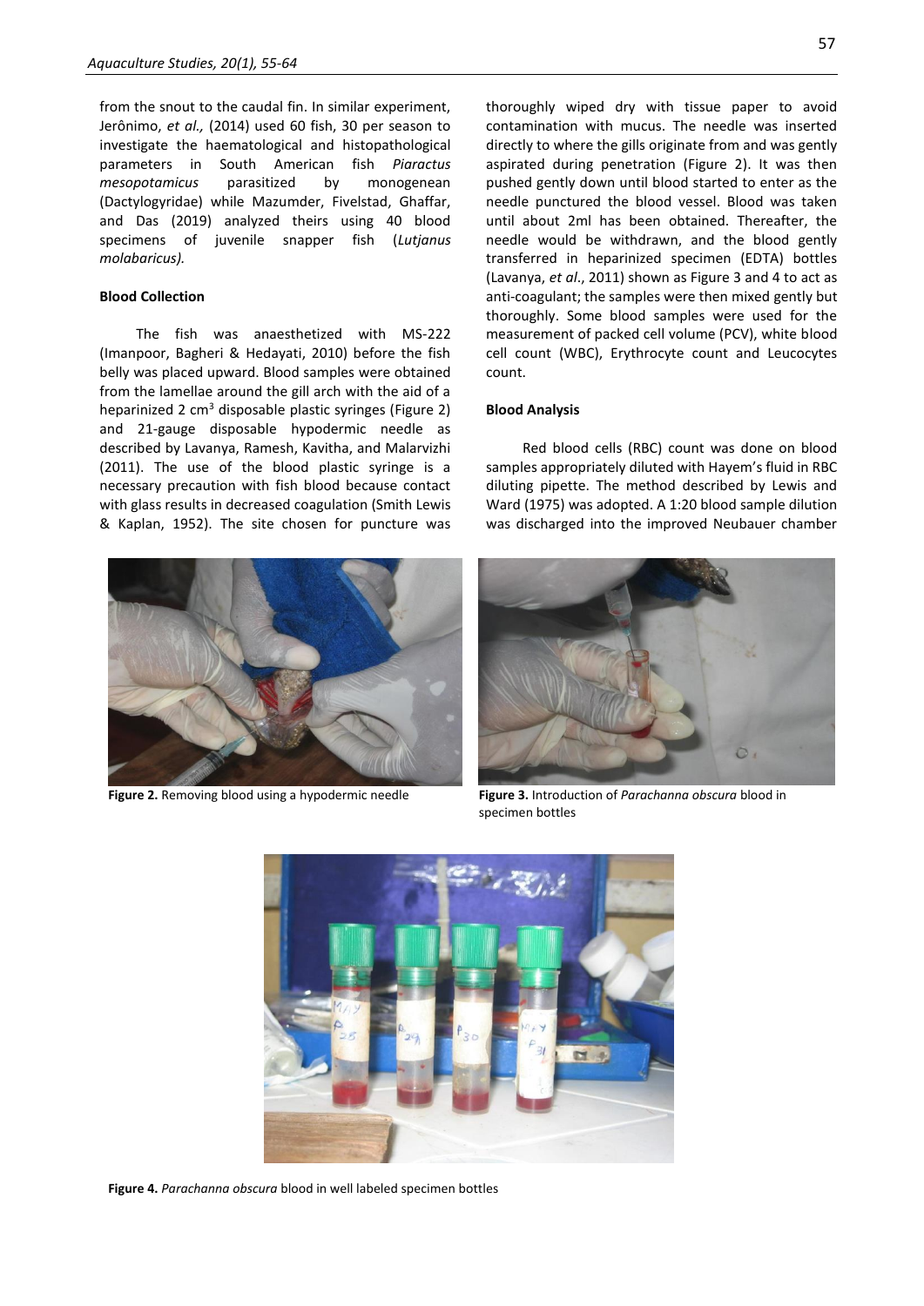from the snout to the caudal fin. In similar experiment, Jerônimo, *et al.,* (2014) used 60 fish, 30 per season to investigate the haematological and histopathological parameters in South American fish *Piaractus mesopotamicus* parasitized by monogenean (Dactylogyridae) while Mazumder, Fivelstad, Ghaffar, and Das (2019) analyzed theirs using 40 blood specimens of juvenile snapper fish (*Lutjanus molabaricus).*

**Blood Collection**

The fish was anaesthetized with MS-222 (Imanpoor, Bagheri & Hedayati, 2010) before the fish belly was placed upward. Blood samples were obtained from the lamellae around the gill arch with the aid of a heparinized 2 cm$^3$ disposable plastic syringes (Figure 2) and 21-gauge disposable hypodermic needle as described by Lavanya, Ramesh, Kavitha, and Malarvizhi (2011). The use of the blood plastic syringe is a necessary precaution with fish blood because contact with glass results in decreased coagulation (Smith Lewis & Kaplan, 1952). The site chosen for puncture was thoroughly wiped dry with tissue paper to avoid contamination with mucus. The needle was inserted directly to where the gills originate from and was gently aspirated during penetration (Figure 2). It was then pushed gently down until blood started to enter as the needle punctured the blood vessel. Blood was taken until about 2ml has been obtained. Thereafter, the needle would be withdrawn, and the blood gently transferred in heparinized specimen (EDTA) bottles (Lavanya, *et al*., 2011) shown as Figure 3 and 4 to act as anti-coagulant; the samples were then mixed gently but thoroughly. Some blood samples were used for the measurement of packed cell volume (PCV), white blood cell count (WBC), Erythrocyte count and Leucocytes count.

**Blood Analysis**

Red blood cells (RBC) count was done on blood samples appropriately diluted with Hayem's fluid in RBC diluting pipette. The method described by Lewis and Ward (1975) was adopted. A 1:20 blood sample dilution was discharged into the improved Neubauer chamber

**Figure 2.** Removing blood using a hypodermic needle

**Figure 3.** Introduction of *Parachanna obscura* blood in specimen bottles

**Figure 4.** *Parachanna obscura* blood in well labeled specimen bottles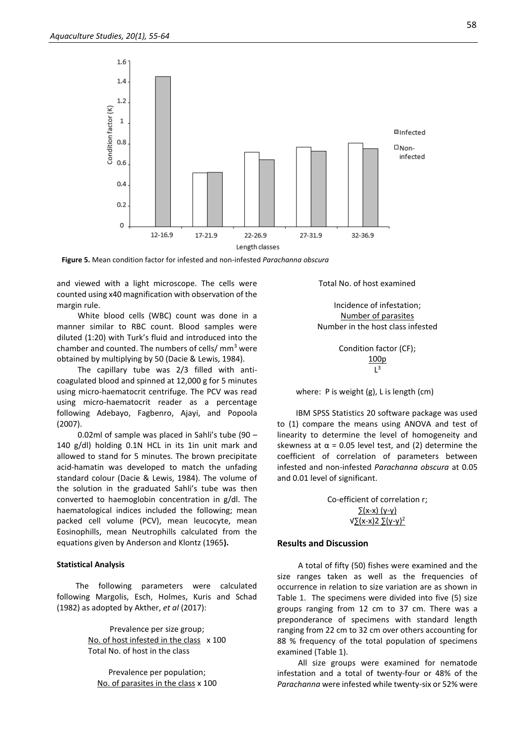**Figure 5.** Mean condition factor for infested and non-infested *Parachanna obscura*

and viewed with a light microscope. The cells were counted using x40 magnification with observation of the margin rule.

White blood cells (WBC) count was done in a manner similar to RBC count. Blood samples were diluted (1:20) with Turk's fluid and introduced into the chamber and counted. The numbers of cells/ $mm^3$ were obtained by multiplying by 50 (Dacie & Lewis, 1984).

The capillary tube was 2/3 filled with anti-coagulated blood and spinned at 12,000 g for 5 minutes using micro-haematocrit centrifuge. The PCV was read using micro-haematocrit reader as a percentage following Adebayo, Fagbenro, Ajayi, and Popoola (2007).

0.02ml of sample was placed in Sahli's tube (90 – 140 g/dl) holding 0.1N HCL in its 1in unit mark and allowed to stand for 5 minutes. The brown precipitate acid-hamatin was developed to match the unfading standard colour (Dacie & Lewis, 1984). The volume of the solution in the graduated Sahli's tube was then converted to haemoglobin concentration in g/dl. The haematological indices included the following; mean packed cell volume (PCV), mean leucocyte, mean Eosinophills, mean Neutrophills calculated from the equations given by Anderson and Klontz (1965**).**

### Statistical Analysis

The following parameters were calculated following Margolis, Esch, Holmes, Kuris and Schad (1982) as adopted by Akther, *et al* (2017):

Prevalence per size group;

$$\frac{\text{No. of host infested in the class}}{\text{Total No. of host in the class}} \times 100$$

Prevalence per population;

$$\frac{\text{No. of parasites in the class}}{\text{Total No. of host examined}} \times 100$$

Incidence of infestation;

$$\frac{\text{Number of parasites}}{\text{Number in the host class infested}}$$

Condition factor (CF);

$$\frac{100p}{L^3}$$

where: P is weight (g), L is length (cm)

IBM SPSS Statistics 20 software package was used to (1) compare the means using ANOVA and test of linearity to determine the level of homogeneity and skewness at $\alpha = 0.05$ level test, and (2) determine the coefficient of correlation of parameters between infested and non-infested *Parachanna obscura* at 0.05 and 0.01 level of significant.

Co-efficient of correlation r;

$$\frac{\sum(x\text{-}x)\,(y\text{-}y)}{\sqrt{\sum(x\text{-}x)2\,\sum(y\text{-}y)^2}}$$

## Results and Discussion

A total of fifty (50) fishes were examined and the size ranges taken as well as the frequencies of occurrence in relation to size variation are as shown in Table 1. The specimens were divided into five (5) size groups ranging from 12 cm to 37 cm. There was a preponderance of specimens with standard length ranging from 22 cm to 32 cm over others accounting for 88 % frequency of the total population of specimens examined (Table 1).

All size groups were examined for nematode infestation and a total of twenty-four or 48% of the *Parachanna* were infested while twenty-six or 52% were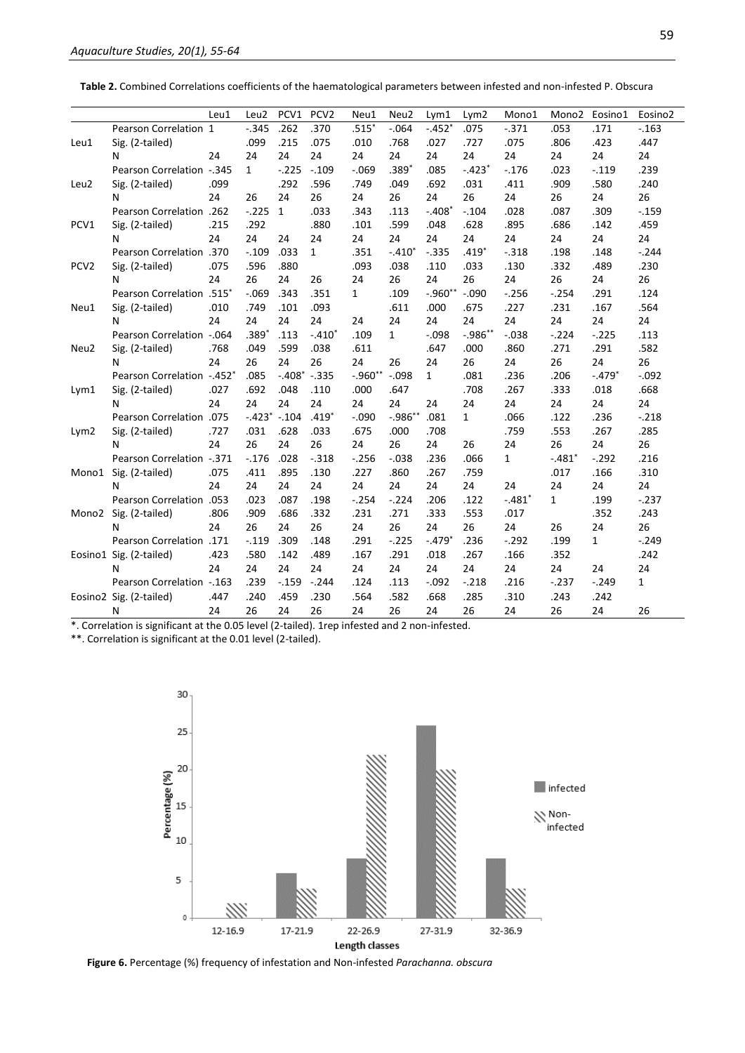**Table 2.** Combined Correlations coefficients of the haematological parameters between infested and non-infested P. Obscura

| | | Leu1 | Leu2 | PCV1 | PCV2 | Neu1 | Neu2 | Lym1 | Lym2 | Mono1 | Mono2 | Eosino1 | Eosino2 |
|---|---|---|---|---|---|---|---|---|---|---|---|---|---|
| Leu1 | Pearson Correlation | 1 | -.345 | .262 | .370 | .515* | -.064 | -.452* | .075 | -.371 | .053 | .171 | -.163 |
| | Sig. (2-tailed) | | .099 | .215 | .075 | .010 | .768 | .027 | .727 | .075 | .806 | .423 | .447 |
| | N | 24 | 24 | 24 | 24 | 24 | 24 | 24 | 24 | 24 | 24 | 24 | 24 |
| Leu2 | Pearson Correlation | -.345 | 1 | -.225 | -.109 | -.069 | .389* | .085 | -.423* | -.176 | .023 | -.119 | .239 |
| | Sig. (2-tailed) | .099 | | .292 | .596 | .749 | .049 | .692 | .031 | .411 | .909 | .580 | .240 |
| | N | 24 | 26 | 24 | 26 | 24 | 26 | 24 | 26 | 24 | 26 | 24 | 26 |
| PCV1 | Pearson Correlation | .262 | -.225 | 1 | .033 | .343 | .113 | -.408* | -.104 | .028 | .087 | .309 | -.159 |
| | Sig. (2-tailed) | .215 | .292 | | .880 | .101 | .599 | .048 | .628 | .895 | .686 | .142 | .459 |
| | N | 24 | 24 | 24 | 24 | 24 | 24 | 24 | 24 | 24 | 24 | 24 | 24 |
| PCV2 | Pearson Correlation | .370 | -.109 | .033 | 1 | .351 | -.410* | -.335 | .419* | -.318 | .198 | .148 | -.244 |
| | Sig. (2-tailed) | .075 | .596 | .880 | | .093 | .038 | .110 | .033 | .130 | .332 | .489 | .230 |
| | N | 24 | 26 | 24 | 26 | 24 | 26 | 24 | 26 | 24 | 26 | 24 | 26 |
| Neu1 | Pearson Correlation | .515* | -.069 | .343 | .351 | 1 | .109 | -.960** | -.090 | -.256 | -.254 | .291 | .124 |
| | Sig. (2-tailed) | .010 | .749 | .101 | .093 | | .611 | .000 | .675 | .227 | .231 | .167 | .564 |
| | N | 24 | 24 | 24 | 24 | 24 | 24 | 24 | 24 | 24 | 24 | 24 | 24 |
| Neu2 | Pearson Correlation | -.064 | .389* | .113 | -.410* | .109 | 1 | -.098 | -.986** | -.038 | -.224 | -.225 | .113 |
| | Sig. (2-tailed) | .768 | .049 | .599 | .038 | .611 | | .647 | .000 | .860 | .271 | .291 | .582 |
| | N | 24 | 26 | 24 | 26 | 24 | 26 | 24 | 26 | 24 | 26 | 24 | 26 |
| Lym1 | Pearson Correlation | -.452* | .085 | -.408* | -.335 | -.960** | -.098 | 1 | .081 | .236 | .206 | -.479* | -.092 |
| | Sig. (2-tailed) | .027 | .692 | .048 | .110 | .000 | .647 | | .708 | .267 | .333 | .018 | .668 |
| | N | 24 | 24 | 24 | 24 | 24 | 24 | 24 | 24 | 24 | 24 | 24 | 24 |
| Lym2 | Pearson Correlation | .075 | -.423* | -.104 | .419* | -.090 | -.986** | .081 | 1 | .066 | .122 | .236 | -.218 |
| | Sig. (2-tailed) | .727 | .031 | .628 | .033 | .675 | .000 | .708 | | .759 | .553 | .267 | .285 |
| | N | 24 | 26 | 24 | 26 | 24 | 26 | 24 | 26 | 24 | 26 | 24 | 26 |
| Mono1 | Pearson Correlation | -.371 | -.176 | .028 | -.318 | -.256 | -.038 | .236 | .066 | 1 | -.481* | -.292 | .216 |
| | Sig. (2-tailed) | .075 | .411 | .895 | .130 | .227 | .860 | .267 | .759 | | .017 | .166 | .310 |
| | N | 24 | 24 | 24 | 24 | 24 | 24 | 24 | 24 | 24 | 24 | 24 | 24 |
| Mono2 | Pearson Correlation | .053 | .023 | .087 | .198 | -.254 | -.224 | .206 | .122 | -.481* | 1 | .199 | -.237 |
| | Sig. (2-tailed) | .806 | .909 | .686 | .332 | .231 | .271 | .333 | .553 | .017 | | .352 | .243 |
| | N | 24 | 26 | 24 | 26 | 24 | 26 | 24 | 26 | 24 | 26 | 24 | 26 |
| Eosino1 | Pearson Correlation | .171 | -.119 | .309 | .148 | .291 | -.225 | -.479* | .236 | -.292 | .199 | 1 | -.249 |
| | Sig. (2-tailed) | .423 | .580 | .142 | .489 | .167 | .291 | .018 | .267 | .166 | .352 | | .242 |
| | N | 24 | 24 | 24 | 24 | 24 | 24 | 24 | 24 | 24 | 24 | 24 | 24 |
| Eosino2 | Pearson Correlation | -.163 | .239 | -.159 | -.244 | .124 | .113 | -.092 | -.218 | .216 | -.237 | -.249 | 1 |
| | Sig. (2-tailed) | .447 | .240 | .459 | .230 | .564 | .582 | .668 | .285 | .310 | .243 | .242 | |
| | N | 24 | 26 | 24 | 26 | 24 | 26 | 24 | 26 | 24 | 26 | 24 | 26 |

*. Correlation is significant at the 0.05 level (2-tailed). 1rep infested and 2 non-infested.

**. Correlation is significant at the 0.01 level (2-tailed).

**Figure 6.** Percentage (%) frequency of infestation and Non-infested *Parachanna. obscura*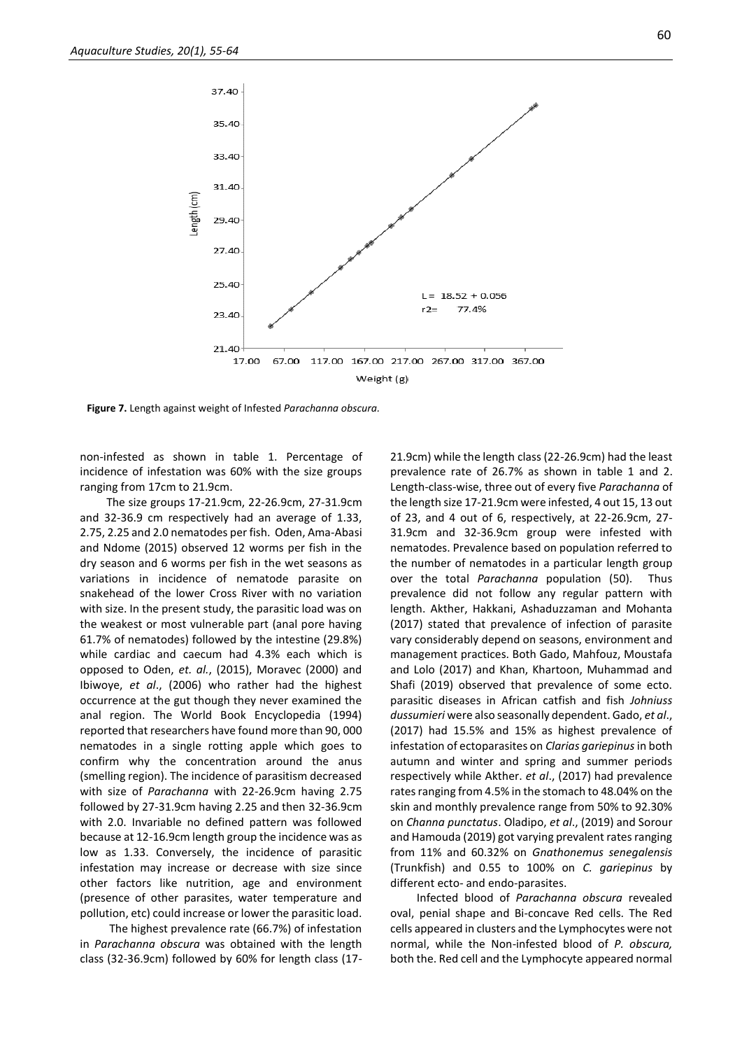**Figure 7.** Length against weight of Infested *Parachanna obscura*.

non-infested as shown in table 1. Percentage of incidence of infestation was 60% with the size groups ranging from 17cm to 21.9cm.

The size groups 17-21.9cm, 22-26.9cm, 27-31.9cm and 32-36.9 cm respectively had an average of 1.33, 2.75, 2.25 and 2.0 nematodes per fish. Oden, Ama-Abasi and Ndome (2015) observed 12 worms per fish in the dry season and 6 worms per fish in the wet seasons as variations in incidence of nematode parasite on snakehead of the lower Cross River with no variation with size. In the present study, the parasitic load was on the weakest or most vulnerable part (anal pore having 61.7% of nematodes) followed by the intestine (29.8%) while cardiac and caecum had 4.3% each which is opposed to Oden, *et. al.*, (2015), Moravec (2000) and Ibiwoye, *et al*., (2006) who rather had the highest occurrence at the gut though they never examined the anal region. The World Book Encyclopedia (1994) reported that researchers have found more than 90, 000 nematodes in a single rotting apple which goes to confirm why the concentration around the anus (smelling region). The incidence of parasitism decreased with size of *Parachanna* with 22-26.9cm having 2.75 followed by 27-31.9cm having 2.25 and then 32-36.9cm with 2.0. Invariable no defined pattern was followed because at 12-16.9cm length group the incidence was as low as 1.33. Conversely, the incidence of parasitic infestation may increase or decrease with size since other factors like nutrition, age and environment (presence of other parasites, water temperature and pollution, etc) could increase or lower the parasitic load.

The highest prevalence rate (66.7%) of infestation in *Parachanna obscura* was obtained with the length class (32-36.9cm) followed by 60% for length class (17-21.9cm) while the length class (22-26.9cm) had the least prevalence rate of 26.7% as shown in table 1 and 2. Length-class-wise, three out of every five *Parachanna* of the length size 17-21.9cm were infested, 4 out 15, 13 out of 23, and 4 out of 6, respectively, at 22-26.9cm, 27-31.9cm and 32-36.9cm group were infested with nematodes. Prevalence based on population referred to the number of nematodes in a particular length group over the total *Parachanna* population (50). Thus prevalence did not follow any regular pattern with length. Akther, Hakkani, Ashaduzzaman and Mohanta (2017) stated that prevalence of infection of parasite vary considerably depend on seasons, environment and management practices. Both Gado, Mahfouz, Moustafa and Lolo (2017) and Khan, Khartoon, Muhammad and Shafi (2019) observed that prevalence of some ecto. parasitic diseases in African catfish and fish *Johniuss dussumieri* were also seasonally dependent. Gado, *et al*., (2017) had 15.5% and 15% as highest prevalence of infestation of ectoparasites on *Clarias gariepinus* in both autumn and winter and spring and summer periods respectively while Akther. *et al*., (2017) had prevalence rates ranging from 4.5% in the stomach to 48.04% on the skin and monthly prevalence range from 50% to 92.30% on *Channa punctatus*. Oladipo, *et al*., (2019) and Sorour and Hamouda (2019) got varying prevalent rates ranging from 11% and 60.32% on *Gnathonemus senegalensis* (Trunkfish) and 0.55 to 100% on *C. gariepinus* by different ecto- and endo-parasites.

Infected blood of *Parachanna obscura* revealed oval, penial shape and Bi-concave Red cells. The Red cells appeared in clusters and the Lymphocytes were not normal, while the Non-infested blood of *P. obscura,* both the. Red cell and the Lymphocyte appeared normal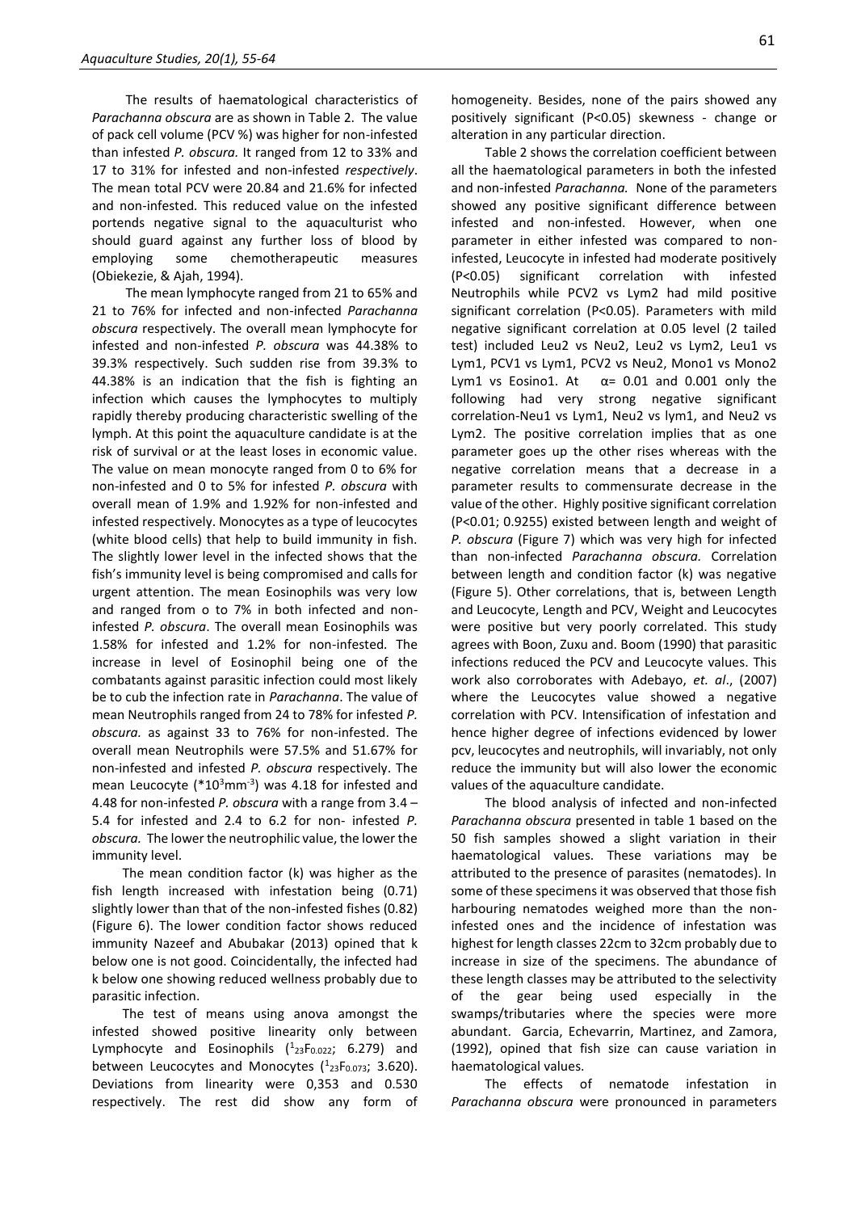The results of haematological characteristics of *Parachanna obscura* are as shown in Table 2. The value of pack cell volume (PCV %) was higher for non-infested than infested *P. obscura.* It ranged from 12 to 33% and 17 to 31% for infested and non-infested *respectively*. The mean total PCV were 20.84 and 21.6% for infected and non-infested. This reduced value on the infested portends negative signal to the aquaculturist who should guard against any further loss of blood by employing some chemotherapeutic measures (Obiekezie, & Ajah, 1994).

The mean lymphocyte ranged from 21 to 65% and 21 to 76% for infected and non-infected *Parachanna obscura* respectively. The overall mean lymphocyte for infested and non-infested *P. obscura* was 44.38% to 39.3% respectively. Such sudden rise from 39.3% to 44.38% is an indication that the fish is fighting an infection which causes the lymphocytes to multiply rapidly thereby producing characteristic swelling of the lymph. At this point the aquaculture candidate is at the risk of survival or at the least loses in economic value. The value on mean monocyte ranged from 0 to 6% for non-infested and 0 to 5% for infested *P. obscura* with overall mean of 1.9% and 1.92% for non-infested and infested respectively. Monocytes as a type of leucocytes (white blood cells) that help to build immunity in fish. The slightly lower level in the infected shows that the fish's immunity level is being compromised and calls for urgent attention. The mean Eosinophils was very low and ranged from o to 7% in both infected and non-infested *P. obscura*. The overall mean Eosinophils was 1.58% for infested and 1.2% for non-infested. The increase in level of Eosinophil being one of the combatants against parasitic infection could most likely be to cub the infection rate in *Parachanna*. The value of mean Neutrophils ranged from 24 to 78% for infested *P. obscura.* as against 33 to 76% for non-infested. The overall mean Neutrophils were 57.5% and 51.67% for non-infested and infested *P. obscura* respectively. The mean Leucocyte ($*10^3$mm$^{-3}$) was 4.18 for infested and 4.48 for non-infested *P. obscura* with a range from 3.4 – 5.4 for infested and 2.4 to 6.2 for non- infested *P. obscura.* The lower the neutrophilic value, the lower the immunity level.

The mean condition factor (k) was higher as the fish length increased with infestation being (0.71) slightly lower than that of the non-infested fishes (0.82) (Figure 6). The lower condition factor shows reduced immunity Nazeef and Abubakar (2013) opined that k below one is not good. Coincidentally, the infected had k below one showing reduced wellness probably due to parasitic infection.

The test of means using anova amongst the infested showed positive linearity only between Lymphocyte and Eosinophils ($^{1}{}_{23}F_{0.022}$; 6.279) and between Leucocytes and Monocytes ($^{1}{}_{23}F_{0.073}$; 3.620). Deviations from linearity were 0,353 and 0.530 respectively. The rest did show any form of homogeneity. Besides, none of the pairs showed any positively significant (P<0.05) skewness - change or alteration in any particular direction.

Table 2 shows the correlation coefficient between all the haematological parameters in both the infested and non-infested *Parachanna.* None of the parameters showed any positive significant difference between infested and non-infested. However, when one parameter in either infested was compared to non-infested, Leucocyte in infested had moderate positively (P<0.05) significant correlation with infested Neutrophils while PCV2 vs Lym2 had mild positive significant correlation (P<0.05). Parameters with mild negative significant correlation at 0.05 level (2 tailed test) included Leu2 vs Neu2, Leu2 vs Lym2, Leu1 vs Lym1, PCV1 vs Lym1, PCV2 vs Neu2, Mono1 vs Mono2 Lym1 vs Eosino1. At $\alpha$= 0.01 and 0.001 only the following had very strong negative significant correlation-Neu1 vs Lym1, Neu2 vs lym1, and Neu2 vs Lym2. The positive correlation implies that as one parameter goes up the other rises whereas with the negative correlation means that a decrease in a parameter results to commensurate decrease in the value of the other. Highly positive significant correlation (P<0.01; 0.9255) existed between length and weight of *P. obscura* (Figure 7) which was very high for infected than non-infected *Parachanna obscura.* Correlation between length and condition factor (k) was negative (Figure 5). Other correlations, that is, between Length and Leucocyte, Length and PCV, Weight and Leucocytes were positive but very poorly correlated. This study agrees with Boon, Zuxu and. Boom (1990) that parasitic infections reduced the PCV and Leucocyte values. This work also corroborates with Adebayo, *et. al*., (2007) where the Leucocytes value showed a negative correlation with PCV. Intensification of infestation and hence higher degree of infections evidenced by lower pcv, leucocytes and neutrophils, will invariably, not only reduce the immunity but will also lower the economic values of the aquaculture candidate.

The blood analysis of infected and non-infected *Parachanna obscura* presented in table 1 based on the 50 fish samples showed a slight variation in their haematological values. These variations may be attributed to the presence of parasites (nematodes). In some of these specimens it was observed that those fish harbouring nematodes weighed more than the non-infested ones and the incidence of infestation was highest for length classes 22cm to 32cm probably due to increase in size of the specimens. The abundance of these length classes may be attributed to the selectivity of the gear being used especially in the swamps/tributaries where the species were more abundant. Garcia, Echevarrin, Martinez, and Zamora, (1992), opined that fish size can cause variation in haematological values.

The effects of nematode infestation in *Parachanna obscura* were pronounced in parameters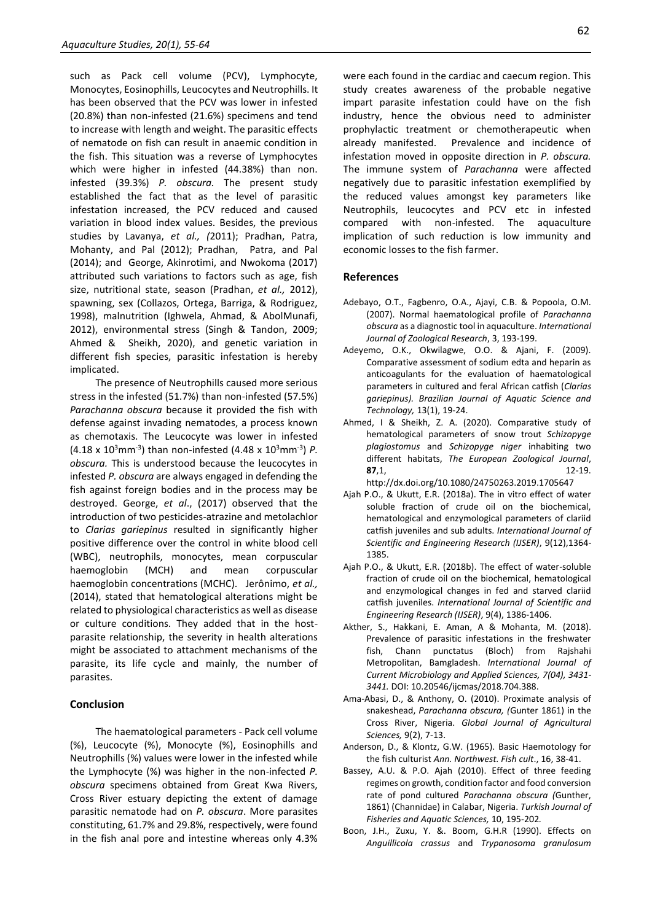such as Pack cell volume (PCV), Lymphocyte, Monocytes, Eosinophills, Leucocytes and Neutrophills. It has been observed that the PCV was lower in infested (20.8%) than non-infested (21.6%) specimens and tend to increase with length and weight. The parasitic effects of nematode on fish can result in anaemic condition in the fish. This situation was a reverse of Lymphocytes which were higher in infested (44.38%) than non. infested (39.3%) *P. obscura.* The present study established the fact that as the level of parasitic infestation increased, the PCV reduced and caused variation in blood index values. Besides, the previous studies by Lavanya, *et al., (*2011); Pradhan, Patra, Mohanty, and Pal (2012); Pradhan, Patra, and Pal (2014); and George, Akinrotimi, and Nwokoma (2017) attributed such variations to factors such as age, fish size, nutritional state, season (Pradhan, *et al.,* 2012), spawning, sex (Collazos, Ortega, Barriga, & Rodriguez, 1998), malnutrition (Ighwela, Ahmad, & AbolMunafi, 2012), environmental stress (Singh & Tandon, 2009; Ahmed & Sheikh, 2020), and genetic variation in different fish species, parasitic infestation is hereby implicated.

The presence of Neutrophills caused more serious stress in the infested (51.7%) than non-infested (57.5%) *Parachanna obscura* because it provided the fish with defense against invading nematodes, a process known as chemotaxis. The Leucocyte was lower in infested ($4.18 \times 10^3$mm$^{-3}$) than non-infested ($4.48 \times 10^3$mm$^{-3}$) *P. obscura.* This is understood because the leucocytes in infested *P. obscura* are always engaged in defending the fish against foreign bodies and in the process may be destroyed. George, *et al*., (2017) observed that the introduction of two pesticides-atrazine and metolachlor to *Clarias gariepinus* resulted in significantly higher positive difference over the control in white blood cell (WBC), neutrophils, monocytes, mean corpuscular haemoglobin (MCH) and mean corpuscular haemoglobin concentrations (MCHC). Jerônimo, *et al.,* (2014), stated that hematological alterations might be related to physiological characteristics as well as disease or culture conditions. They added that in the host-parasite relationship, the severity in health alterations might be associated to attachment mechanisms of the parasite, its life cycle and mainly, the number of parasites.

## Conclusion

The haematological parameters - Pack cell volume (%), Leucocyte (%), Monocyte (%), Eosinophills and Neutrophills (%) values were lower in the infested while the Lymphocyte (%) was higher in the non-infected *P. obscura* specimens obtained from Great Kwa Rivers, Cross River estuary depicting the extent of damage parasitic nematode had on *P. obscura*. More parasites constituting, 61.7% and 29.8%, respectively, were found in the fish anal pore and intestine whereas only 4.3% were each found in the cardiac and caecum region. This study creates awareness of the probable negative impart parasite infestation could have on the fish industry, hence the obvious need to administer prophylactic treatment or chemotherapeutic when already manifested. Prevalence and incidence of infestation moved in opposite direction in *P. obscura.* The immune system of *Parachanna* were affected negatively due to parasitic infestation exemplified by the reduced values amongst key parameters like Neutrophils, leucocytes and PCV etc in infested compared with non-infested. The aquaculture implication of such reduction is low immunity and economic losses to the fish farmer.

## References

Adebayo, O.T., Fagbenro, O.A., Ajayi, C.B. & Popoola, O.M. (2007). Normal haematological profile of *Parachanna obscura* as a diagnostic tool in aquaculture. *International Journal of Zoological Research*, 3, 193-199.

Adeyemo, O.K., Okwilagwe, O.O. & Ajani, F. (2009). Comparative assessment of sodium edta and heparin as anticoagulants for the evaluation of haematological parameters in cultured and feral African catfish (*Clarias gariepinus). Brazilian Journal of Aquatic Science and Technology,* 13(1), 19-24.

Ahmed, I & Sheikh, Z. A. (2020). Comparative study of hematological parameters of snow trout *Schizopyge plagiostomus* and *Schizopyge niger* inhabiting two different habitats, *The European Zoological Journal*, **87**,1, 12-19. http://dx.doi.org/10.1080/24750263.2019.1705647

Ajah P.O., & Ukutt, E.R. (2018a). The in vitro effect of water soluble fraction of crude oil on the biochemical, hematological and enzymological parameters of clariid catfish juveniles and sub adults. *International Journal of Scientific and Engineering Research (IJSER)*, 9(12),1364-1385.

Ajah P.O., & Ukutt, E.R. (2018b). The effect of water-soluble fraction of crude oil on the biochemical, hematological and enzymological changes in fed and starved clariid catfish juveniles. *International Journal of Scientific and Engineering Research (IJSER)*, 9(4), 1386-1406.

Akther, S., Hakkani, E. Aman, A & Mohanta, M. (2018). Prevalence of parasitic infestations in the freshwater fish, Chann punctatus (Bloch) from Rajshahi Metropolitan, Bamgladesh. *International Journal of Current Microbiology and Applied Sciences, 7(04), 3431-3441.* DOI: 10.20546/ijcmas/2018.704.388.

Ama-Abasi, D., & Anthony, O. (2010). Proximate analysis of snakeshead, *Parachanna obscura, (*Gunter 1861) in the Cross River, Nigeria. *Global Journal of Agricultural Sciences,* 9(2), 7-13.

Anderson, D., & Klontz, G.W. (1965). Basic Haemotology for the fish culturist *Ann. Northwest. Fish cult*., 16, 38-41.

Bassey, A.U. & P.O. Ajah (2010). Effect of three feeding regimes on growth, condition factor and food conversion rate of pond cultured *Parachanna obscura (*Gunther, 1861) (Channidae) in Calabar, Nigeria. *Turkish Journal of Fisheries and Aquatic Sciences,* 10, 195-202*.*

Boon, J.H., Zuxu, Y. &. Boom, G.H.R (1990). Effects on *Anguillicola crassus* and *Trypanosoma granulosum*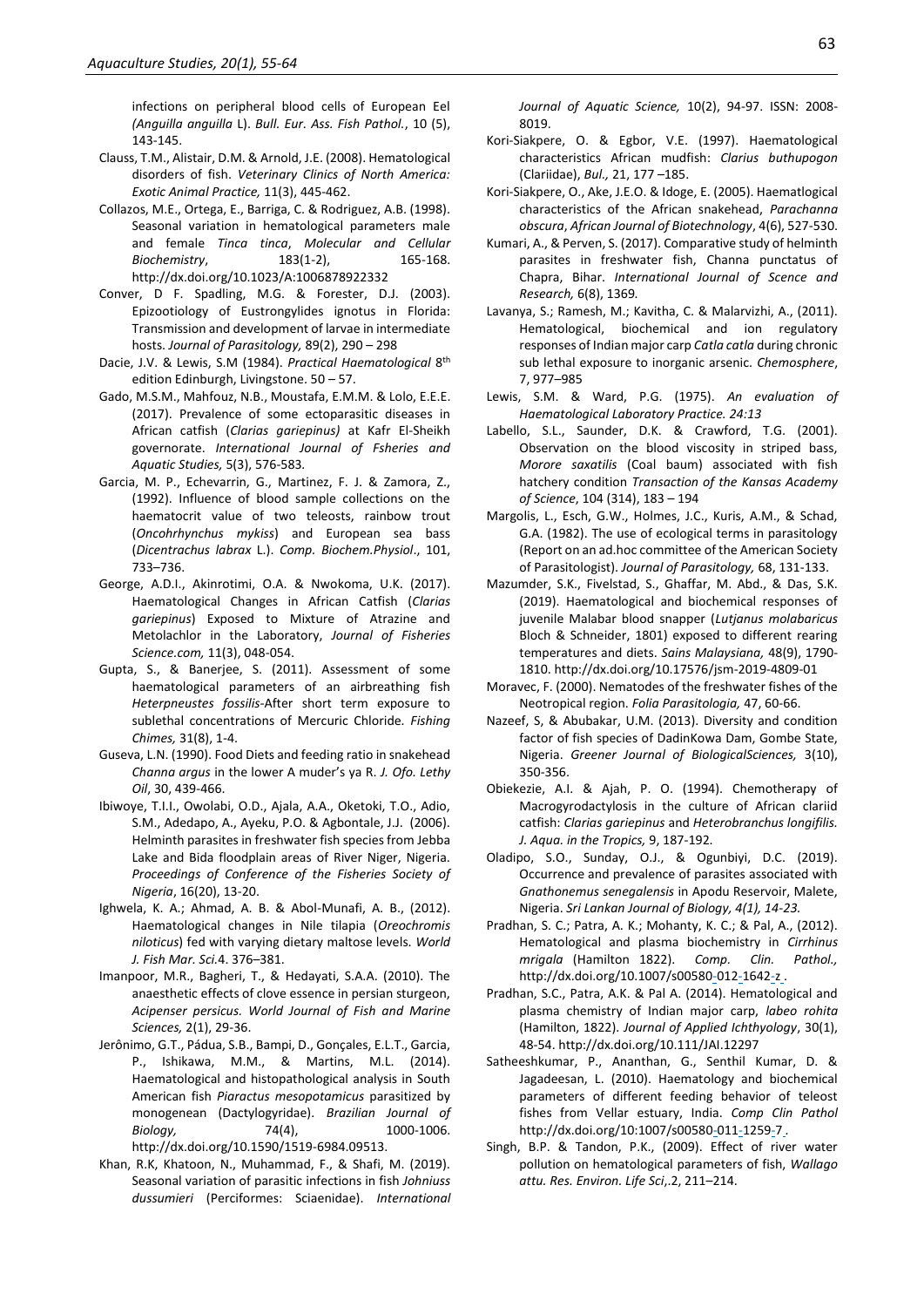infections on peripheral blood cells of European Eel *(Anguilla anguilla* L). *Bull. Eur. Ass. Fish Pathol.*, 10 (5), 143-145.

Clauss, T.M., Alistair, D.M. & Arnold, J.E. (2008). Hematological disorders of fish. *Veterinary Clinics of North America: Exotic Animal Practice,* 11(3), 445-462.

Collazos, M.E., Ortega, E., Barriga, C. & Rodriguez, A.B. (1998). Seasonal variation in hematological parameters male and female *Tinca tinca*, *Molecular and Cellular Biochemistry*, 183(1-2), 165-168. http://dx.doi.org/10.1023/A:1006878922332

Conver, D F. Spadling, M.G. & Forester, D.J. (2003). Epizootiology of Eustrongylides ignotus in Florida: Transmission and development of larvae in intermediate hosts. *Journal of Parasitology,* 89(2), 290 – 298

Dacie, J.V. & Lewis, S.M (1984). *Practical Haematological* 8th edition Edinburgh, Livingstone. 50 – 57.

Gado, M.S.M., Mahfouz, N.B., Moustafa, E.M.M. & Lolo, E.E.E. (2017). Prevalence of some ectoparasitic diseases in African catfish (*Clarias gariepinus)* at Kafr El-Sheikh governorate. *International Journal of Fsheries and Aquatic Studies,* 5(3), 576-583*.*

Garcia, M. P., Echevarrin, G., Martinez, F. J. & Zamora, Z., (1992). Influence of blood sample collections on the haematocrit value of two teleosts, rainbow trout (*Oncohrhynchus mykiss*) and European sea bass (*Dicentrachus labrax* L.). *Comp. Biochem.Physiol*., 101, 733–736.

George, A.D.I., Akinrotimi, O.A. & Nwokoma, U.K. (2017). Haematological Changes in African Catfish (*Clarias gariepinus*) Exposed to Mixture of Atrazine and Metolachlor in the Laboratory, *Journal of Fisheries Science.com,* 11(3), 048-054.

Gupta, S., & Banerjee, S. (2011). Assessment of some haematological parameters of an airbreathing fish *Heterpneustes fossilis*-After short term exposure to sublethal concentrations of Mercuric Chloride. *Fishing Chimes,* 31(8), 1-4.

Guseva, L.N. (1990). Food Diets and feeding ratio in snakehead *Channa argus* in the lower A muder's ya R. *J. Ofo. Lethy Oil*, 30, 439-466.

Ibiwoye, T.I.I., Owolabi, O.D., Ajala, A.A., Oketoki, T.O., Adio, S.M., Adedapo, A., Ayeku, P.O. & Agbontale, J.J. (2006). Helminth parasites in freshwater fish species from Jebba Lake and Bida floodplain areas of River Niger, Nigeria. *Proceedings of Conference of the Fisheries Society of Nigeria*, 16(20), 13-20.

Ighwela, K. A.; Ahmad, A. B. & Abol-Munafi, A. B., (2012). Haematological changes in Nile tilapia (*Oreochromis niloticus*) fed with varying dietary maltose levels. *World J. Fish Mar. Sci.*4. 376–381.

Imanpoor, M.R., Bagheri, T., & Hedayati, S.A.A. (2010). The anaesthetic effects of clove essence in persian sturgeon, *Acipenser persicus. World Journal of Fish and Marine Sciences,* 2(1), 29-36.

Jerônimo, G.T., Pádua, S.B., Bampi, D., Gonçales, E.L.T., Garcia, P., Ishikawa, M.M., & Martins, M.L. (2014). Haematological and histopathological analysis in South American fish *Piaractus mesopotamicus* parasitized by monogenean (Dactylogyridae). *Brazilian Journal of Biology,* 74(4), 1000-1006. http://dx.doi.org/10.1590/1519-6984.09513.

Khan, R.K, Khatoon, N., Muhammad, F., & Shafi, M. (2019). Seasonal variation of parasitic infections in fish *Johniuss dussumieri* (Perciformes: Sciaenidae). *International Journal of Aquatic Science,* 10(2), 94-97. ISSN: 2008-8019.

Kori-Siakpere, O. & Egbor, V.E. (1997). Haematological characteristics African mudfish: *Clarius buthupogon* (Clariidae), *Bul.,* 21, 177 –185.

Kori-Siakpere, O., Ake, J.E.O. & Idoge, E. (2005). Haematlogical characteristics of the African snakehead, *Parachanna obscura*, *African Journal of Biotechnology*, 4(6), 527-530.

Kumari, A., & Perven, S. (2017). Comparative study of helminth parasites in freshwater fish, Channa punctatus of Chapra, Bihar. *International Journal of Scence and Research,* 6(8), 1369*.*

Lavanya, S.; Ramesh, M.; Kavitha, C. & Malarvizhi, A., (2011). Hematological, biochemical and ion regulatory responses of Indian major carp *Catla catla* during chronic sub lethal exposure to inorganic arsenic. *Chemosphere*, 7, 977–985

Lewis, S.M. & Ward, P.G. (1975). *An evaluation of Haematological Laboratory Practice. 24:13*

Labello, S.L., Saunder, D.K. & Crawford, T.G. (2001). Observation on the blood viscosity in striped bass, *Morore saxatilis* (Coal baum) associated with fish hatchery condition *Transaction of the Kansas Academy of Science*, 104 (314), 183 – 194

Margolis, L., Esch, G.W., Holmes, J.C., Kuris, A.M., & Schad, G.A. (1982). The use of ecological terms in parasitology (Report on an ad.hoc committee of the American Society of Parasitologist). *Journal of Parasitology,* 68, 131-133.

Mazumder, S.K., Fivelstad, S., Ghaffar, M. Abd., & Das, S.K. (2019). Haematological and biochemical responses of juvenile Malabar blood snapper (*Lutjanus molabaricus* Bloch & Schneider, 1801) exposed to different rearing temperatures and diets. *Sains Malaysiana,* 48(9), 1790-1810. http://dx.doi.org/10.17576/jsm-2019-4809-01

Moravec, F. (2000). Nematodes of the freshwater fishes of the Neotropical region. *Folia Parasitologia,* 47, 60-66.

Nazeef, S, & Abubakar, U.M. (2013). Diversity and condition factor of fish species of DadinKowa Dam, Gombe State, Nigeria. *Greener Journal of BiologicalSciences,* 3(10), 350-356.

Obiekezie, A.I. & Ajah, P. O. (1994). Chemotherapy of Macrogyrodactylosis in the culture of African clariid catfish: *Clarias gariepinus* and *Heterobranchus longifilis. J. Aqua. in the Tropics,* 9, 187-192*.*

Oladipo, S.O., Sunday, O.J., & Ogunbiyi, D.C. (2019). Occurrence and prevalence of parasites associated with *Gnathonemus senegalensis* in Apodu Reservoir, Malete, Nigeria. *Sri Lankan Journal of Biology, 4(1), 14-23.*

Pradhan, S. C.; Patra, A. K.; Mohanty, K. C.; & Pal, A., (2012). Hematological and plasma biochemistry in *Cirrhinus mrigala* (Hamilton 1822). *Comp. Clin. Pathol.,* http://dx.doi.org/10.1007/s00580-012-1642-z .

Pradhan, S.C., Patra, A.K. & Pal A (2014). Hematological and plasma chemistry of Indian major carp, *labeo rohita* (Hamilton, 1822). *Journal of Applied Ichthyology*, 30(1), 48-54. http://dx.doi.org/10.111/JAI.12297

Satheeshkumar, P., Ananthan, G., Senthil Kumar, D. & Jagadeesan, L. (2010). Haematology and biochemical parameters of different feeding behavior of teleost fishes from Vellar estuary, India. *Comp Clin Pathol* http://dx.doi.org/10:1007/s00580-011-1259-7 .

Singh, B.P. & Tandon, P.K., (2009). Effect of river water pollution on hematological parameters of fish, *Wallago attu. Res. Environ. Life Sci*,.2, 211–214.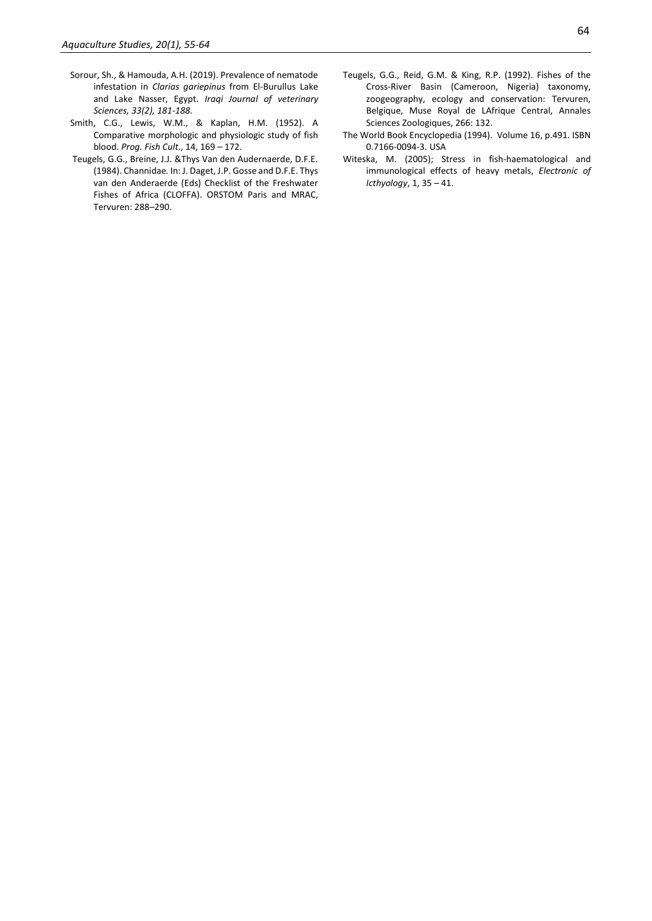Sorour, Sh., & Hamouda, A.H. (2019). Prevalence of nematode infestation in *Clarias gariepinus* from El-Burullus Lake and Lake Nasser, Egypt. *Iraqi Journal of veterinary Sciences, 33(2), 181-188.*

Smith, C.G., Lewis, W.M., & Kaplan, H.M. (1952). A Comparative morphologic and physiologic study of fish blood. *Prog. Fish Cult*., 14, 169 – 172.

Teugels, G.G., Breine, J.J. &Thys Van den Audernaerde, D.F.E. (1984). Channidae*.* In: J. Daget, J.P. Gosse and D.F.E. Thys van den Anderaerde (Eds) Checklist of the Freshwater Fishes of Africa (CLOFFA). ORSTOM Paris and MRAC, Tervuren: 288–290.

Teugels, G.G., Reid, G.M. & King, R.P. (1992). Fishes of the Cross-River Basin (Cameroon, Nigeria) taxonomy, zoogeography, ecology and conservation: Tervuren, Belgique, Muse Royal de LAfrique Central, Annales Sciences Zoologiques, 266: 132.

The World Book Encyclopedia (1994). Volume 16, p.491. ISBN 0.7166-0094-3. USA

Witeska, M. (2005); Stress in fish-haematological and immunological effects of heavy metals, *Electronic of Icthyology*, 1, 35 – 41.